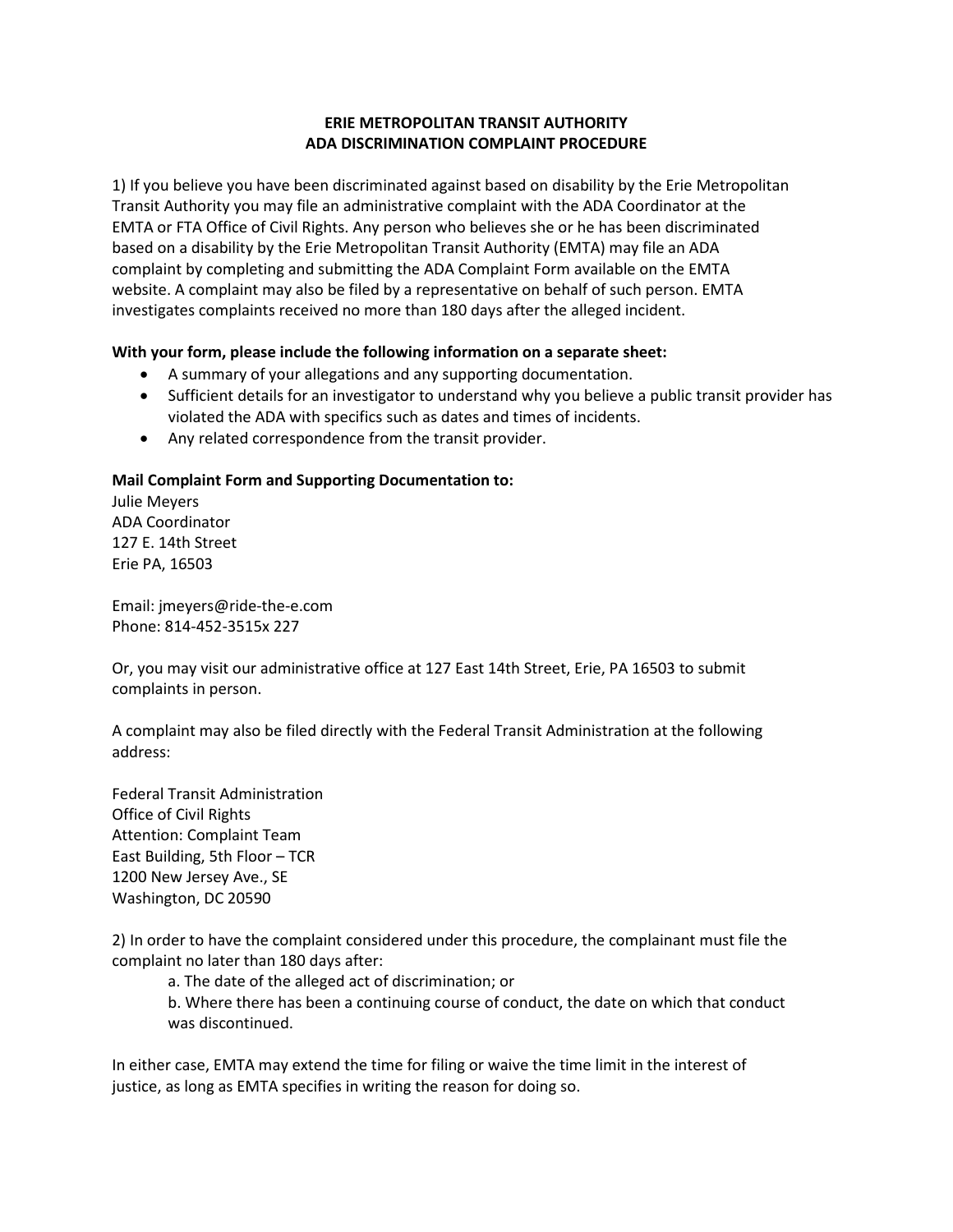# ERIE METROPOLITAN TRANSIT AUTHORITY
## ADA DISCRIMINATION COMPLAINT PROCEDURE

1) If you believe you have been discriminated against based on disability by the Erie Metropolitan Transit Authority you may file an administrative complaint with the ADA Coordinator at the EMTA or FTA Office of Civil Rights. Any person who believes she or he has been discriminated based on a disability by the Erie Metropolitan Transit Authority (EMTA) may file an ADA complaint by completing and submitting the ADA Complaint Form available on the EMTA website. A complaint may also be filed by a representative on behalf of such person. EMTA investigates complaints received no more than 180 days after the alleged incident.

**With your form, please include the following information on a separate sheet:**

- A summary of your allegations and any supporting documentation.
- Sufficient details for an investigator to understand why you believe a public transit provider has violated the ADA with specifics such as dates and times of incidents.
- Any related correspondence from the transit provider.

**Mail Complaint Form and Supporting Documentation to:**

Julie Meyers
ADA Coordinator
127 E. 14th Street
Erie PA, 16503

Email: jmeyers@ride-the-e.com
Phone: 814-452-3515x 227

Or, you may visit our administrative office at 127 East 14th Street, Erie, PA 16503 to submit complaints in person.

A complaint may also be filed directly with the Federal Transit Administration at the following address:

Federal Transit Administration
Office of Civil Rights
Attention: Complaint Team
East Building, 5th Floor – TCR
1200 New Jersey Ave., SE
Washington, DC 20590

2) In order to have the complaint considered under this procedure, the complainant must file the complaint no later than 180 days after:

a. The date of the alleged act of discrimination; or

b. Where there has been a continuing course of conduct, the date on which that conduct was discontinued.

In either case, EMTA may extend the time for filing or waive the time limit in the interest of justice, as long as EMTA specifies in writing the reason for doing so.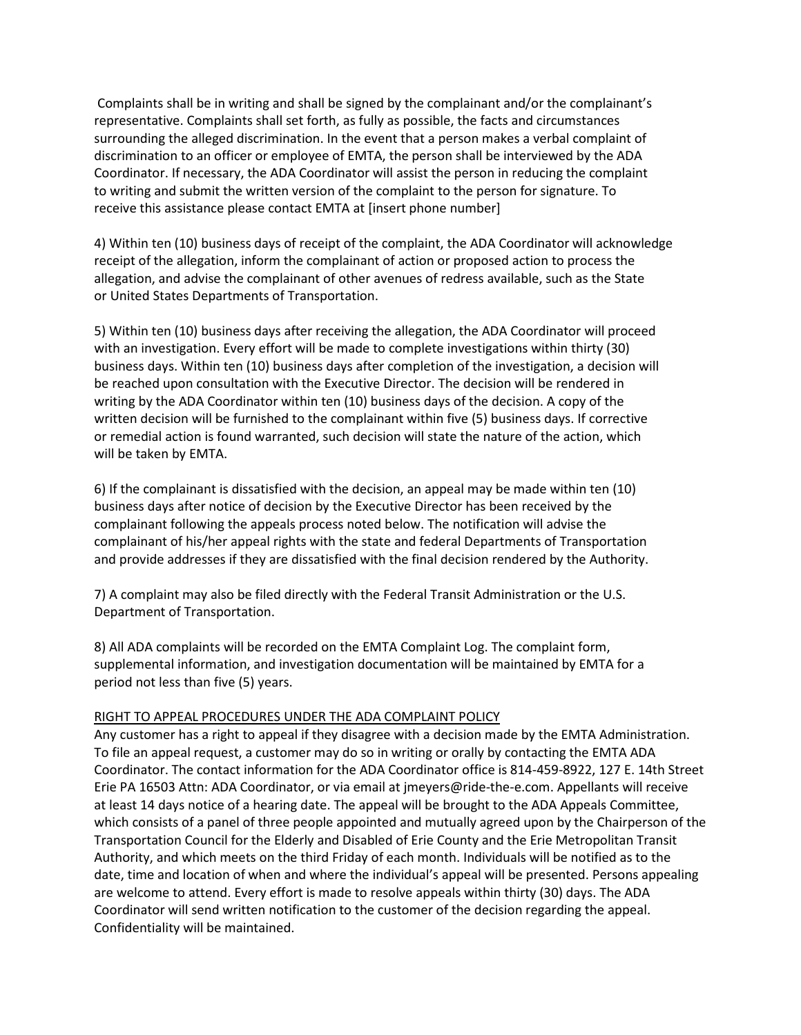Complaints shall be in writing and shall be signed by the complainant and/or the complainant's representative. Complaints shall set forth, as fully as possible, the facts and circumstances surrounding the alleged discrimination. In the event that a person makes a verbal complaint of discrimination to an officer or employee of EMTA, the person shall be interviewed by the ADA Coordinator. If necessary, the ADA Coordinator will assist the person in reducing the complaint to writing and submit the written version of the complaint to the person for signature. To receive this assistance please contact EMTA at [insert phone number]

4) Within ten (10) business days of receipt of the complaint, the ADA Coordinator will acknowledge receipt of the allegation, inform the complainant of action or proposed action to process the allegation, and advise the complainant of other avenues of redress available, such as the State or United States Departments of Transportation.

5) Within ten (10) business days after receiving the allegation, the ADA Coordinator will proceed with an investigation. Every effort will be made to complete investigations within thirty (30) business days. Within ten (10) business days after completion of the investigation, a decision will be reached upon consultation with the Executive Director. The decision will be rendered in writing by the ADA Coordinator within ten (10) business days of the decision. A copy of the written decision will be furnished to the complainant within five (5) business days. If corrective or remedial action is found warranted, such decision will state the nature of the action, which will be taken by EMTA.

6) If the complainant is dissatisfied with the decision, an appeal may be made within ten (10) business days after notice of decision by the Executive Director has been received by the complainant following the appeals process noted below. The notification will advise the complainant of his/her appeal rights with the state and federal Departments of Transportation and provide addresses if they are dissatisfied with the final decision rendered by the Authority.

7) A complaint may also be filed directly with the Federal Transit Administration or the U.S. Department of Transportation.

8) All ADA complaints will be recorded on the EMTA Complaint Log. The complaint form, supplemental information, and investigation documentation will be maintained by EMTA for a period not less than five (5) years.

RIGHT TO APPEAL PROCEDURES UNDER THE ADA COMPLAINT POLICY

Any customer has a right to appeal if they disagree with a decision made by the EMTA Administration. To file an appeal request, a customer may do so in writing or orally by contacting the EMTA ADA Coordinator. The contact information for the ADA Coordinator office is 814-459-8922, 127 E. 14th Street Erie PA 16503 Attn: ADA Coordinator, or via email at jmeyers@ride-the-e.com. Appellants will receive at least 14 days notice of a hearing date. The appeal will be brought to the ADA Appeals Committee, which consists of a panel of three people appointed and mutually agreed upon by the Chairperson of the Transportation Council for the Elderly and Disabled of Erie County and the Erie Metropolitan Transit Authority, and which meets on the third Friday of each month. Individuals will be notified as to the date, time and location of when and where the individual's appeal will be presented. Persons appealing are welcome to attend. Every effort is made to resolve appeals within thirty (30) days. The ADA Coordinator will send written notification to the customer of the decision regarding the appeal. Confidentiality will be maintained.